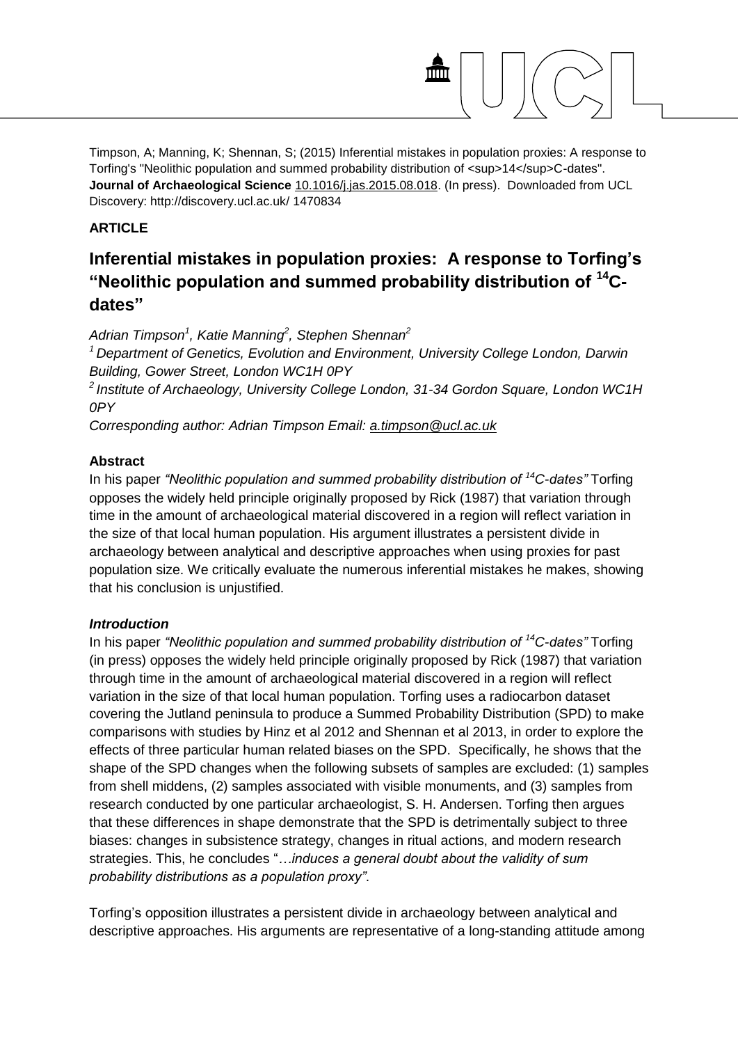Timpson, A; Manning, K; Shennan, S; (2015) Inferential mistakes in population proxies: A response to Torfing's "Neolithic population and summed probability distribution of <sup>14</sup>C-dates". **Journal of Archaeological Science** 10.1016/j.jas.2015.08.018. (In press). Downloaded from UCL Discovery: http://discovery.ucl.ac.uk/ 1470834

**ARTICLE**

# Inferential mistakes in population proxies: A response to Torfing's "Neolithic population and summed probability distribution of $^{14}$C-dates"

*Adrian Timpson[1], Katie Manning[2], Stephen Shennan[2]*

*[1] Department of Genetics, Evolution and Environment, University College London, Darwin Building, Gower Street, London WC1H 0PY*

*[2] Institute of Archaeology, University College London, 31-34 Gordon Square, London WC1H 0PY*

*Corresponding author: Adrian Timpson Email: a.timpson@ucl.ac.uk*

## Abstract

In his paper *"Neolithic population and summed probability distribution of $^{14}$C-dates"* Torfing opposes the widely held principle originally proposed by Rick (1987) that variation through time in the amount of archaeological material discovered in a region will reflect variation in the size of that local human population. His argument illustrates a persistent divide in archaeology between analytical and descriptive approaches when using proxies for past population size. We critically evaluate the numerous inferential mistakes he makes, showing that his conclusion is unjustified.

## *Introduction*

In his paper *"Neolithic population and summed probability distribution of $^{14}$C-dates"* Torfing (in press) opposes the widely held principle originally proposed by Rick (1987) that variation through time in the amount of archaeological material discovered in a region will reflect variation in the size of that local human population. Torfing uses a radiocarbon dataset covering the Jutland peninsula to produce a Summed Probability Distribution (SPD) to make comparisons with studies by Hinz et al 2012 and Shennan et al 2013, in order to explore the effects of three particular human related biases on the SPD. Specifically, he shows that the shape of the SPD changes when the following subsets of samples are excluded: (1) samples from shell middens, (2) samples associated with visible monuments, and (3) samples from research conducted by one particular archaeologist, S. H. Andersen. Torfing then argues that these differences in shape demonstrate that the SPD is detrimentally subject to three biases: changes in subsistence strategy, changes in ritual actions, and modern research strategies. This, he concludes "*…induces a general doubt about the validity of sum probability distributions as a population proxy"*.

Torfing's opposition illustrates a persistent divide in archaeology between analytical and descriptive approaches. His arguments are representative of a long-standing attitude among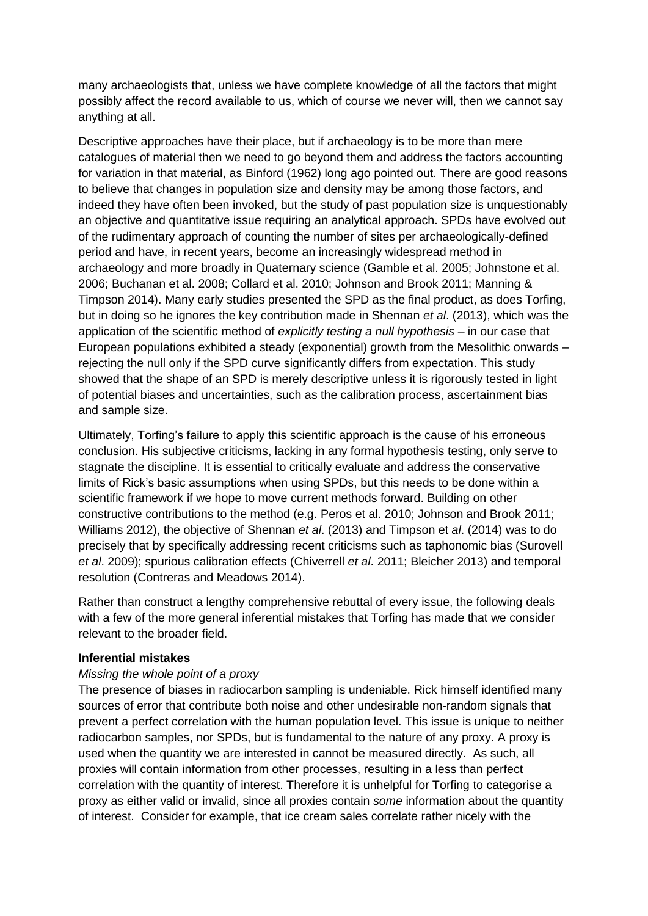many archaeologists that, unless we have complete knowledge of all the factors that might possibly affect the record available to us, which of course we never will, then we cannot say anything at all.

Descriptive approaches have their place, but if archaeology is to be more than mere catalogues of material then we need to go beyond them and address the factors accounting for variation in that material, as Binford (1962) long ago pointed out. There are good reasons to believe that changes in population size and density may be among those factors, and indeed they have often been invoked, but the study of past population size is unquestionably an objective and quantitative issue requiring an analytical approach. SPDs have evolved out of the rudimentary approach of counting the number of sites per archaeologically-defined period and have, in recent years, become an increasingly widespread method in archaeology and more broadly in Quaternary science (Gamble et al. 2005; Johnstone et al. 2006; Buchanan et al. 2008; Collard et al. 2010; Johnson and Brook 2011; Manning & Timpson 2014). Many early studies presented the SPD as the final product, as does Torfing, but in doing so he ignores the key contribution made in Shennan *et al*. (2013), which was the application of the scientific method of *explicitly testing a null hypothesis* – in our case that European populations exhibited a steady (exponential) growth from the Mesolithic onwards – rejecting the null only if the SPD curve significantly differs from expectation. This study showed that the shape of an SPD is merely descriptive unless it is rigorously tested in light of potential biases and uncertainties, such as the calibration process, ascertainment bias and sample size.

Ultimately, Torfing's failure to apply this scientific approach is the cause of his erroneous conclusion. His subjective criticisms, lacking in any formal hypothesis testing, only serve to stagnate the discipline. It is essential to critically evaluate and address the conservative limits of Rick's basic assumptions when using SPDs, but this needs to be done within a scientific framework if we hope to move current methods forward. Building on other constructive contributions to the method (e.g. Peros et al. 2010; Johnson and Brook 2011; Williams 2012), the objective of Shennan *et al*. (2013) and Timpson e*t al*. (2014) was to do precisely that by specifically addressing recent criticisms such as taphonomic bias (Surovell *et al*. 2009); spurious calibration effects (Chiverrell *et al*. 2011; Bleicher 2013) and temporal resolution (Contreras and Meadows 2014).

Rather than construct a lengthy comprehensive rebuttal of every issue, the following deals with a few of the more general inferential mistakes that Torfing has made that we consider relevant to the broader field.

**Inferential mistakes**

*Missing the whole point of a proxy*

The presence of biases in radiocarbon sampling is undeniable. Rick himself identified many sources of error that contribute both noise and other undesirable non-random signals that prevent a perfect correlation with the human population level. This issue is unique to neither radiocarbon samples, nor SPDs, but is fundamental to the nature of any proxy. A proxy is used when the quantity we are interested in cannot be measured directly. As such, all proxies will contain information from other processes, resulting in a less than perfect correlation with the quantity of interest. Therefore it is unhelpful for Torfing to categorise a proxy as either valid or invalid, since all proxies contain *some* information about the quantity of interest. Consider for example, that ice cream sales correlate rather nicely with the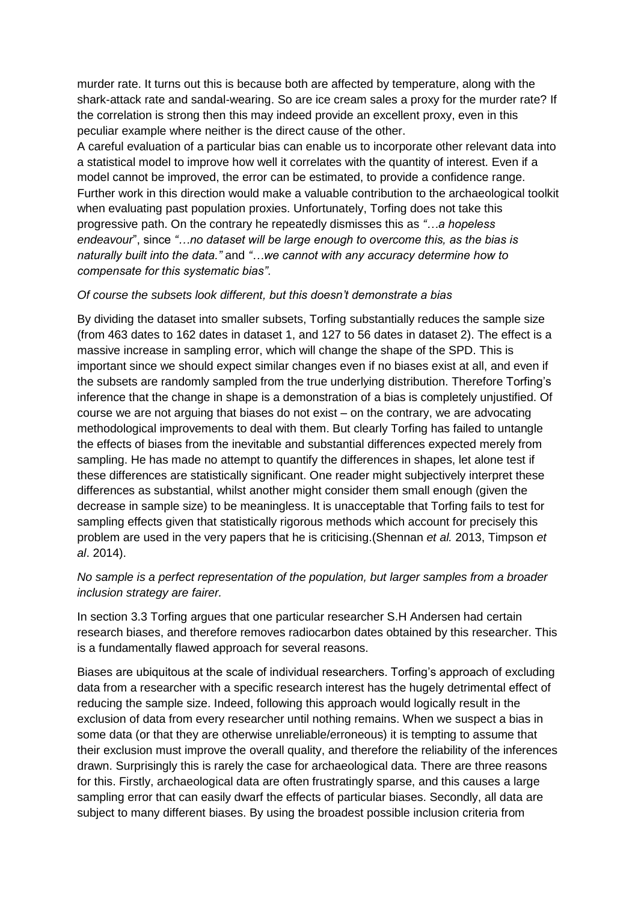murder rate. It turns out this is because both are affected by temperature, along with the shark-attack rate and sandal-wearing. So are ice cream sales a proxy for the murder rate? If the correlation is strong then this may indeed provide an excellent proxy, even in this peculiar example where neither is the direct cause of the other.

A careful evaluation of a particular bias can enable us to incorporate other relevant data into a statistical model to improve how well it correlates with the quantity of interest. Even if a model cannot be improved, the error can be estimated, to provide a confidence range. Further work in this direction would make a valuable contribution to the archaeological toolkit when evaluating past population proxies. Unfortunately, Torfing does not take this progressive path. On the contrary he repeatedly dismisses this as *"…a hopeless endeavour"*, since *"…no dataset will be large enough to overcome this, as the bias is naturally built into the data."* and *"…we cannot with any accuracy determine how to compensate for this systematic bias"*.

*Of course the subsets look different, but this doesn't demonstrate a bias*

By dividing the dataset into smaller subsets, Torfing substantially reduces the sample size (from 463 dates to 162 dates in dataset 1, and 127 to 56 dates in dataset 2). The effect is a massive increase in sampling error, which will change the shape of the SPD. This is important since we should expect similar changes even if no biases exist at all, and even if the subsets are randomly sampled from the true underlying distribution. Therefore Torfing's inference that the change in shape is a demonstration of a bias is completely unjustified. Of course we are not arguing that biases do not exist – on the contrary, we are advocating methodological improvements to deal with them. But clearly Torfing has failed to untangle the effects of biases from the inevitable and substantial differences expected merely from sampling. He has made no attempt to quantify the differences in shapes, let alone test if these differences are statistically significant. One reader might subjectively interpret these differences as substantial, whilst another might consider them small enough (given the decrease in sample size) to be meaningless. It is unacceptable that Torfing fails to test for sampling effects given that statistically rigorous methods which account for precisely this problem are used in the very papers that he is criticising.(Shennan *et al.* 2013, Timpson *et al*. 2014).

*No sample is a perfect representation of the population, but larger samples from a broader inclusion strategy are fairer.*

In section 3.3 Torfing argues that one particular researcher S.H Andersen had certain research biases, and therefore removes radiocarbon dates obtained by this researcher. This is a fundamentally flawed approach for several reasons.

Biases are ubiquitous at the scale of individual researchers. Torfing's approach of excluding data from a researcher with a specific research interest has the hugely detrimental effect of reducing the sample size. Indeed, following this approach would logically result in the exclusion of data from every researcher until nothing remains. When we suspect a bias in some data (or that they are otherwise unreliable/erroneous) it is tempting to assume that their exclusion must improve the overall quality, and therefore the reliability of the inferences drawn. Surprisingly this is rarely the case for archaeological data. There are three reasons for this. Firstly, archaeological data are often frustratingly sparse, and this causes a large sampling error that can easily dwarf the effects of particular biases. Secondly, all data are subject to many different biases. By using the broadest possible inclusion criteria from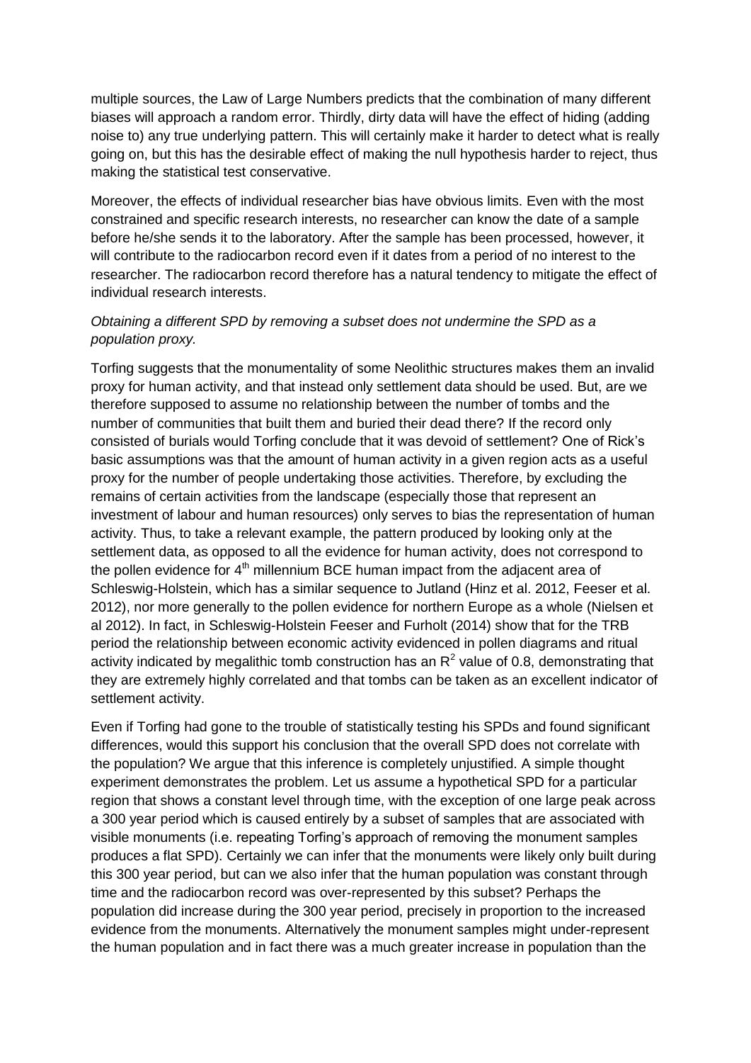multiple sources, the Law of Large Numbers predicts that the combination of many different biases will approach a random error. Thirdly, dirty data will have the effect of hiding (adding noise to) any true underlying pattern. This will certainly make it harder to detect what is really going on, but this has the desirable effect of making the null hypothesis harder to reject, thus making the statistical test conservative.

Moreover, the effects of individual researcher bias have obvious limits. Even with the most constrained and specific research interests, no researcher can know the date of a sample before he/she sends it to the laboratory. After the sample has been processed, however, it will contribute to the radiocarbon record even if it dates from a period of no interest to the researcher. The radiocarbon record therefore has a natural tendency to mitigate the effect of individual research interests.

*Obtaining a different SPD by removing a subset does not undermine the SPD as a population proxy.*

Torfing suggests that the monumentality of some Neolithic structures makes them an invalid proxy for human activity, and that instead only settlement data should be used. But, are we therefore supposed to assume no relationship between the number of tombs and the number of communities that built them and buried their dead there? If the record only consisted of burials would Torfing conclude that it was devoid of settlement? One of Rick's basic assumptions was that the amount of human activity in a given region acts as a useful proxy for the number of people undertaking those activities. Therefore, by excluding the remains of certain activities from the landscape (especially those that represent an investment of labour and human resources) only serves to bias the representation of human activity. Thus, to take a relevant example, the pattern produced by looking only at the settlement data, as opposed to all the evidence for human activity, does not correspond to the pollen evidence for 4th millennium BCE human impact from the adjacent area of Schleswig-Holstein, which has a similar sequence to Jutland (Hinz et al. 2012, Feeser et al. 2012), nor more generally to the pollen evidence for northern Europe as a whole (Nielsen et al 2012). In fact, in Schleswig-Holstein Feeser and Furholt (2014) show that for the TRB period the relationship between economic activity evidenced in pollen diagrams and ritual activity indicated by megalithic tomb construction has an $R^2$ value of 0.8, demonstrating that they are extremely highly correlated and that tombs can be taken as an excellent indicator of settlement activity.

Even if Torfing had gone to the trouble of statistically testing his SPDs and found significant differences, would this support his conclusion that the overall SPD does not correlate with the population? We argue that this inference is completely unjustified. A simple thought experiment demonstrates the problem. Let us assume a hypothetical SPD for a particular region that shows a constant level through time, with the exception of one large peak across a 300 year period which is caused entirely by a subset of samples that are associated with visible monuments (i.e. repeating Torfing's approach of removing the monument samples produces a flat SPD). Certainly we can infer that the monuments were likely only built during this 300 year period, but can we also infer that the human population was constant through time and the radiocarbon record was over-represented by this subset? Perhaps the population did increase during the 300 year period, precisely in proportion to the increased evidence from the monuments. Alternatively the monument samples might under-represent the human population and in fact there was a much greater increase in population than the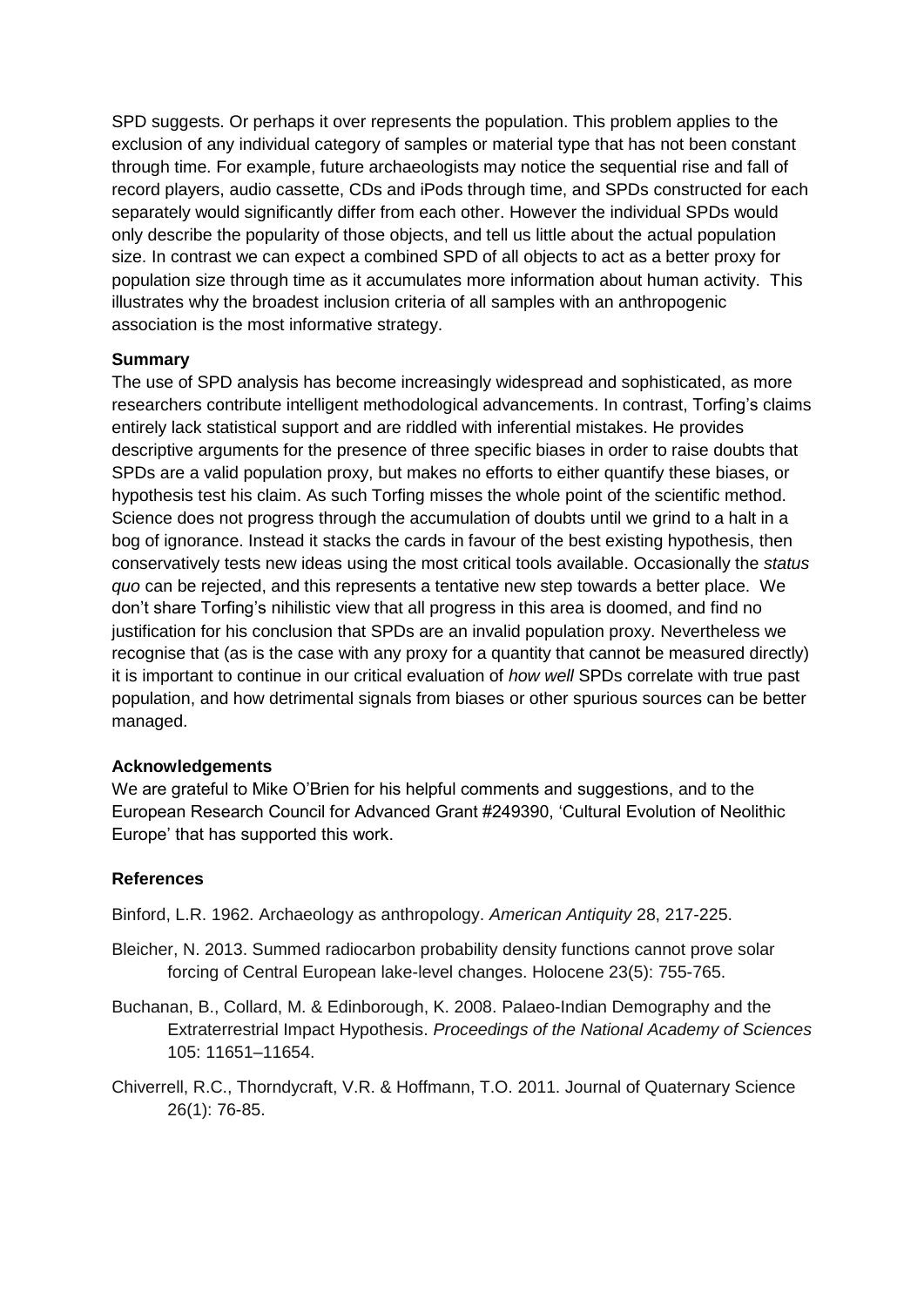SPD suggests. Or perhaps it over represents the population. This problem applies to the exclusion of any individual category of samples or material type that has not been constant through time. For example, future archaeologists may notice the sequential rise and fall of record players, audio cassette, CDs and iPods through time, and SPDs constructed for each separately would significantly differ from each other. However the individual SPDs would only describe the popularity of those objects, and tell us little about the actual population size. In contrast we can expect a combined SPD of all objects to act as a better proxy for population size through time as it accumulates more information about human activity. This illustrates why the broadest inclusion criteria of all samples with an anthropogenic association is the most informative strategy.

**Summary**

The use of SPD analysis has become increasingly widespread and sophisticated, as more researchers contribute intelligent methodological advancements. In contrast, Torfing's claims entirely lack statistical support and are riddled with inferential mistakes. He provides descriptive arguments for the presence of three specific biases in order to raise doubts that SPDs are a valid population proxy, but makes no efforts to either quantify these biases, or hypothesis test his claim. As such Torfing misses the whole point of the scientific method. Science does not progress through the accumulation of doubts until we grind to a halt in a bog of ignorance. Instead it stacks the cards in favour of the best existing hypothesis, then conservatively tests new ideas using the most critical tools available. Occasionally the *status quo* can be rejected, and this represents a tentative new step towards a better place. We don't share Torfing's nihilistic view that all progress in this area is doomed, and find no justification for his conclusion that SPDs are an invalid population proxy. Nevertheless we recognise that (as is the case with any proxy for a quantity that cannot be measured directly) it is important to continue in our critical evaluation of *how well* SPDs correlate with true past population, and how detrimental signals from biases or other spurious sources can be better managed.

**Acknowledgements**

We are grateful to Mike O'Brien for his helpful comments and suggestions, and to the European Research Council for Advanced Grant #249390, 'Cultural Evolution of Neolithic Europe' that has supported this work.

**References**

Binford, L.R. 1962. Archaeology as anthropology. *American Antiquity* 28, 217-225.

Bleicher, N. 2013. Summed radiocarbon probability density functions cannot prove solar forcing of Central European lake-level changes. Holocene 23(5): 755-765.

Buchanan, B., Collard, M. & Edinborough, K. 2008. Palaeo-Indian Demography and the Extraterrestrial Impact Hypothesis. *Proceedings of the National Academy of Sciences* 105: 11651–11654.

Chiverrell, R.C., Thorndycraft, V.R. & Hoffmann, T.O. 2011. Journal of Quaternary Science 26(1): 76-85.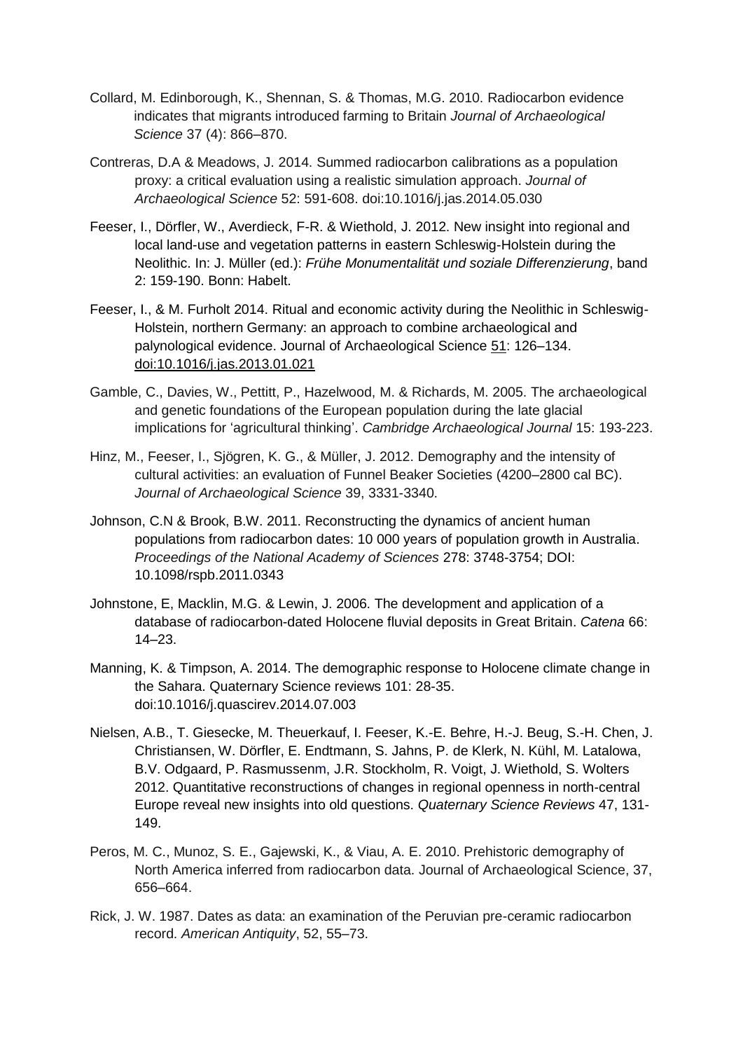Collard, M. Edinborough, K., Shennan, S. & Thomas, M.G. 2010. Radiocarbon evidence indicates that migrants introduced farming to Britain *Journal of Archaeological Science* 37 (4): 866–870.

Contreras, D.A & Meadows, J. 2014. Summed radiocarbon calibrations as a population proxy: a critical evaluation using a realistic simulation approach. *Journal of Archaeological Science* 52: 591-608. doi:10.1016/j.jas.2014.05.030

Feeser, I., Dörfler, W., Averdieck, F-R. & Wiethold, J. 2012. New insight into regional and local land-use and vegetation patterns in eastern Schleswig-Holstein during the Neolithic. In: J. Müller (ed.): *Frühe Monumentalität und soziale Differenzierung*, band 2: 159-190. Bonn: Habelt.

Feeser, I., & M. Furholt 2014. Ritual and economic activity during the Neolithic in Schleswig-Holstein, northern Germany: an approach to combine archaeological and palynological evidence. Journal of Archaeological Science 51: 126–134. doi:10.1016/j.jas.2013.01.021

Gamble, C., Davies, W., Pettitt, P., Hazelwood, M. & Richards, M. 2005. The archaeological and genetic foundations of the European population during the late glacial implications for 'agricultural thinking'. *Cambridge Archaeological Journal* 15: 193-223.

Hinz, M., Feeser, I., Sjögren, K. G., & Müller, J. 2012. Demography and the intensity of cultural activities: an evaluation of Funnel Beaker Societies (4200–2800 cal BC). *Journal of Archaeological Science* 39, 3331-3340.

Johnson, C.N & Brook, B.W. 2011. Reconstructing the dynamics of ancient human populations from radiocarbon dates: 10 000 years of population growth in Australia. *Proceedings of the National Academy of Sciences* 278: 3748-3754; DOI: 10.1098/rspb.2011.0343

Johnstone, E, Macklin, M.G. & Lewin, J. 2006. The development and application of a database of radiocarbon-dated Holocene fluvial deposits in Great Britain. *Catena* 66: 14–23.

Manning, K. & Timpson, A. 2014. The demographic response to Holocene climate change in the Sahara. Quaternary Science reviews 101: 28-35. doi:10.1016/j.quascirev.2014.07.003

Nielsen, A.B., T. Giesecke, M. Theuerkauf, I. Feeser, K.-E. Behre, H.-J. Beug, S.-H. Chen, J. Christiansen, W. Dörfler, E. Endtmann, S. Jahns, P. de Klerk, N. Kühl, M. Latalowa, B.V. Odgaard, P. Rasmussenm, J.R. Stockholm, R. Voigt, J. Wiethold, S. Wolters 2012. Quantitative reconstructions of changes in regional openness in north-central Europe reveal new insights into old questions. *Quaternary Science Reviews* 47, 131-149.

Peros, M. C., Munoz, S. E., Gajewski, K., & Viau, A. E. 2010. Prehistoric demography of North America inferred from radiocarbon data. Journal of Archaeological Science, 37, 656–664.

Rick, J. W. 1987. Dates as data: an examination of the Peruvian pre-ceramic radiocarbon record. *American Antiquity*, 52, 55–73.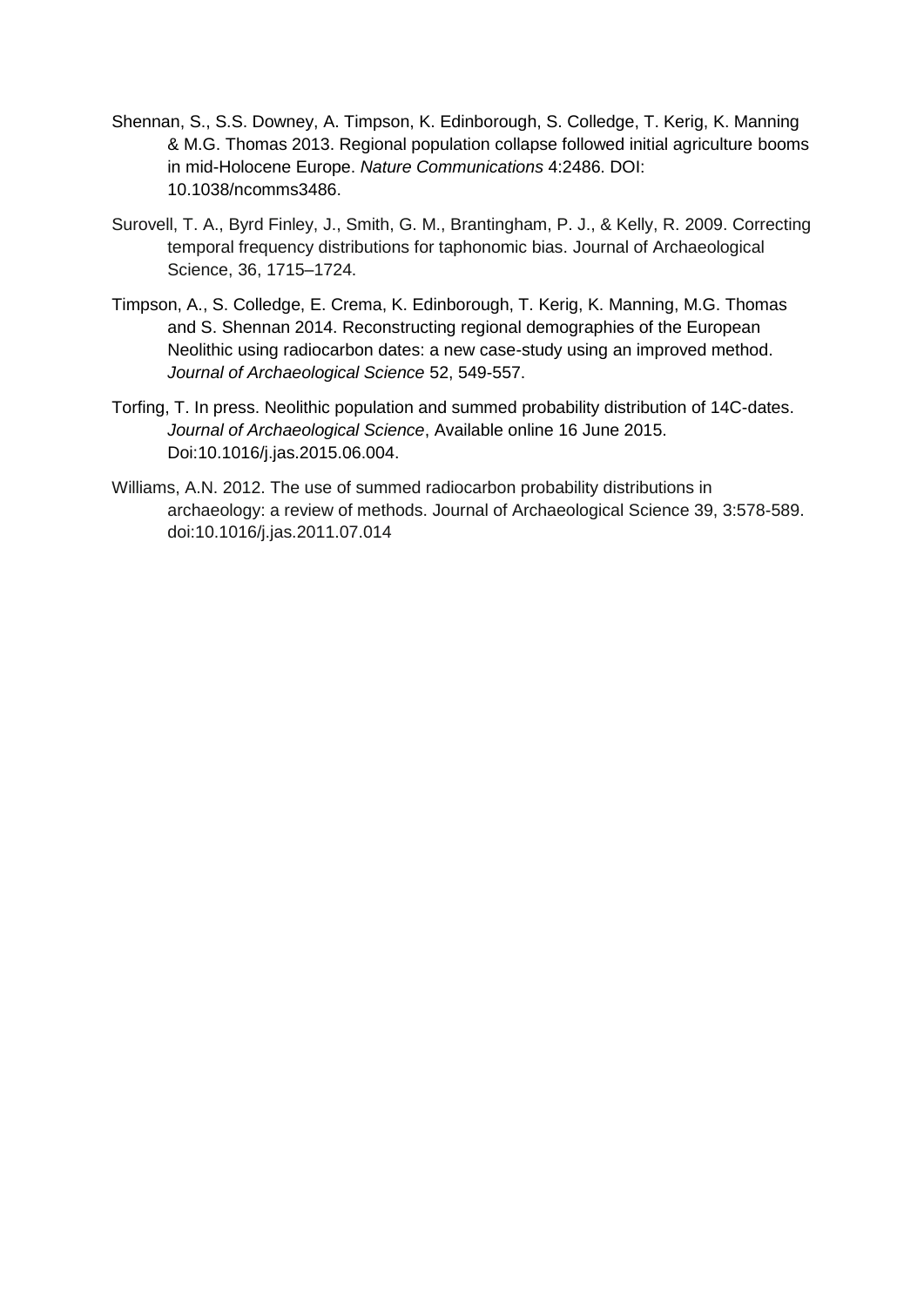Shennan, S., S.S. Downey, A. Timpson, K. Edinborough, S. Colledge, T. Kerig, K. Manning & M.G. Thomas 2013. Regional population collapse followed initial agriculture booms in mid-Holocene Europe. *Nature Communications* 4:2486. DOI: 10.1038/ncomms3486.

Surovell, T. A., Byrd Finley, J., Smith, G. M., Brantingham, P. J., & Kelly, R. 2009. Correcting temporal frequency distributions for taphonomic bias. Journal of Archaeological Science, 36, 1715–1724.

Timpson, A., S. Colledge, E. Crema, K. Edinborough, T. Kerig, K. Manning, M.G. Thomas and S. Shennan 2014. Reconstructing regional demographies of the European Neolithic using radiocarbon dates: a new case-study using an improved method. *Journal of Archaeological Science* 52, 549-557.

Torfing, T. In press. Neolithic population and summed probability distribution of 14C-dates. *Journal of Archaeological Science*, Available online 16 June 2015. Doi:10.1016/j.jas.2015.06.004.

Williams, A.N. 2012. The use of summed radiocarbon probability distributions in archaeology: a review of methods. Journal of Archaeological Science 39, 3:578-589. doi:10.1016/j.jas.2011.07.014